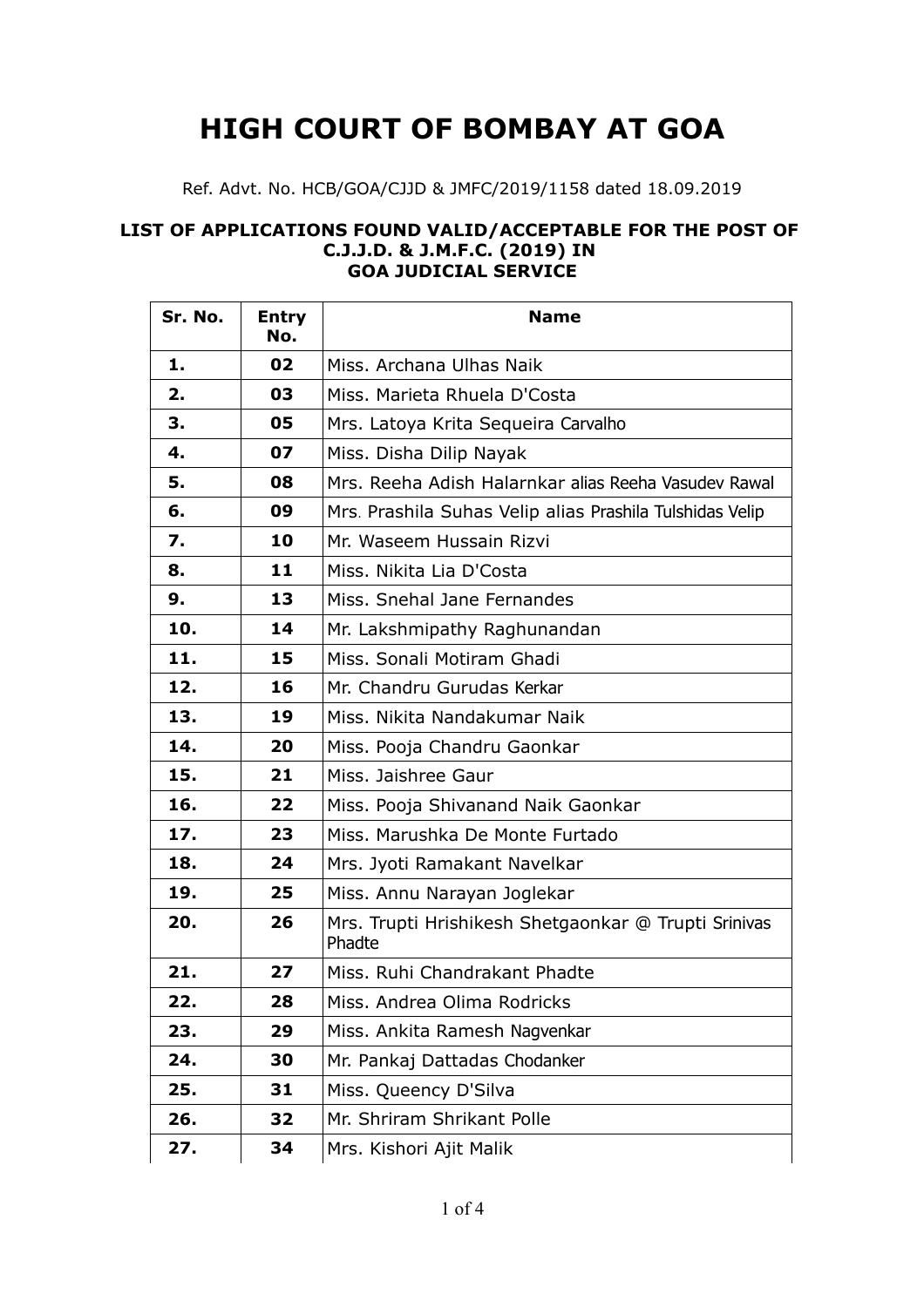# HIGH COURT OF BOMBAY AT GOA

Ref. Advt. No. HCB/GOA/CJJD & JMFC/2019/1158 dated 18.09.2019

### LIST OF APPLICATIONS FOUND VALID/ACCEPTABLE FOR THE POST OF C.J.J.D. & J.M.F.C. (2019) IN GOA JUDICIAL SERVICE

| Sr. No. | Entry No. | Name |
|---|---|---|
| 1. | 02 | Miss. Archana Ulhas Naik |
| 2. | 03 | Miss. Marieta Rhuela D'Costa |
| 3. | 05 | Mrs. Latoya Krita Sequeira Carvalho |
| 4. | 07 | Miss. Disha Dilip Nayak |
| 5. | 08 | Mrs. Reeha Adish Halarnkar alias Reeha Vasudev Rawal |
| 6. | 09 | Mrs. Prashila Suhas Velip alias Prashila Tulshidas Velip |
| 7. | 10 | Mr. Waseem Hussain Rizvi |
| 8. | 11 | Miss. Nikita Lia D'Costa |
| 9. | 13 | Miss. Snehal Jane Fernandes |
| 10. | 14 | Mr. Lakshmipathy Raghunandan |
| 11. | 15 | Miss. Sonali Motiram Ghadi |
| 12. | 16 | Mr. Chandru Gurudas Kerkar |
| 13. | 19 | Miss. Nikita Nandakumar Naik |
| 14. | 20 | Miss. Pooja Chandru Gaonkar |
| 15. | 21 | Miss. Jaishree Gaur |
| 16. | 22 | Miss. Pooja Shivanand Naik Gaonkar |
| 17. | 23 | Miss. Marushka De Monte Furtado |
| 18. | 24 | Mrs. Jyoti Ramakant Navelkar |
| 19. | 25 | Miss. Annu Narayan Joglekar |
| 20. | 26 | Mrs. Trupti Hrishikesh Shetgaonkar @ Trupti Srinivas Phadte |
| 21. | 27 | Miss. Ruhi Chandrakant Phadte |
| 22. | 28 | Miss. Andrea Olima Rodricks |
| 23. | 29 | Miss. Ankita Ramesh Nagvenkar |
| 24. | 30 | Mr. Pankaj Dattadas Chodanker |
| 25. | 31 | Miss. Queency D'Silva |
| 26. | 32 | Mr. Shriram Shrikant Polle |
| 27. | 34 | Mrs. Kishori Ajit Malik |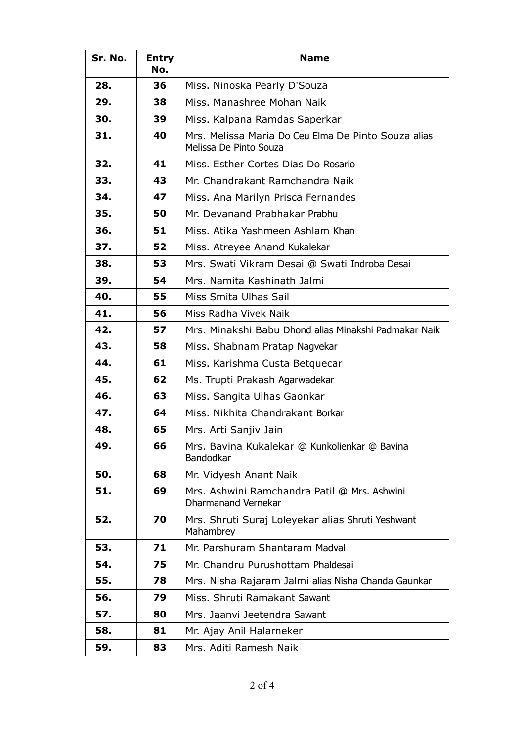| Sr. No. | Entry No. | Name |
|---|---|---|
| 28. | 36 | Miss. Ninoska Pearly D'Souza |
| 29. | 38 | Miss. Manashree Mohan Naik |
| 30. | 39 | Miss. Kalpana Ramdas Saperkar |
| 31. | 40 | Mrs. Melissa Maria Do Ceu Elma De Pinto Souza alias Melissa De Pinto Souza |
| 32. | 41 | Miss. Esther Cortes Dias Do Rosario |
| 33. | 43 | Mr. Chandrakant Ramchandra Naik |
| 34. | 47 | Miss. Ana Marilyn Prisca Fernandes |
| 35. | 50 | Mr. Devanand Prabhakar Prabhu |
| 36. | 51 | Miss. Atika Yashmeen Ashlam Khan |
| 37. | 52 | Miss. Atreyee Anand Kukalekar |
| 38. | 53 | Mrs. Swati Vikram Desai @ Swati Indroba Desai |
| 39. | 54 | Mrs. Namita Kashinath Jalmi |
| 40. | 55 | Miss Smita Ulhas Sail |
| 41. | 56 | Miss Radha Vivek Naik |
| 42. | 57 | Mrs. Minakshi Babu Dhond alias Minakshi Padmakar Naik |
| 43. | 58 | Miss. Shabnam Pratap Nagvekar |
| 44. | 61 | Miss. Karishma Custa Betquecar |
| 45. | 62 | Ms. Trupti Prakash Agarwadekar |
| 46. | 63 | Miss. Sangita Ulhas Gaonkar |
| 47. | 64 | Miss. Nikhita Chandrakant Borkar |
| 48. | 65 | Mrs. Arti Sanjiv Jain |
| 49. | 66 | Mrs. Bavina Kukalekar @ Kunkolienkar @ Bavina Bandodkar |
| 50. | 68 | Mr. Vidyesh Anant Naik |
| 51. | 69 | Mrs. Ashwini Ramchandra Patil @ Mrs. Ashwini Dharmanand Vernekar |
| 52. | 70 | Mrs. Shruti Suraj Loleyekar alias Shruti Yeshwant Mahambrey |
| 53. | 71 | Mr. Parshuram Shantaram Madval |
| 54. | 75 | Mr. Chandru Purushottam Phaldesai |
| 55. | 78 | Mrs. Nisha Rajaram Jalmi alias Nisha Chanda Gaunkar |
| 56. | 79 | Miss. Shruti Ramakant Sawant |
| 57. | 80 | Mrs. Jaanvi Jeetendra Sawant |
| 58. | 81 | Mr. Ajay Anil Halarneker |
| 59. | 83 | Mrs. Aditi Ramesh Naik |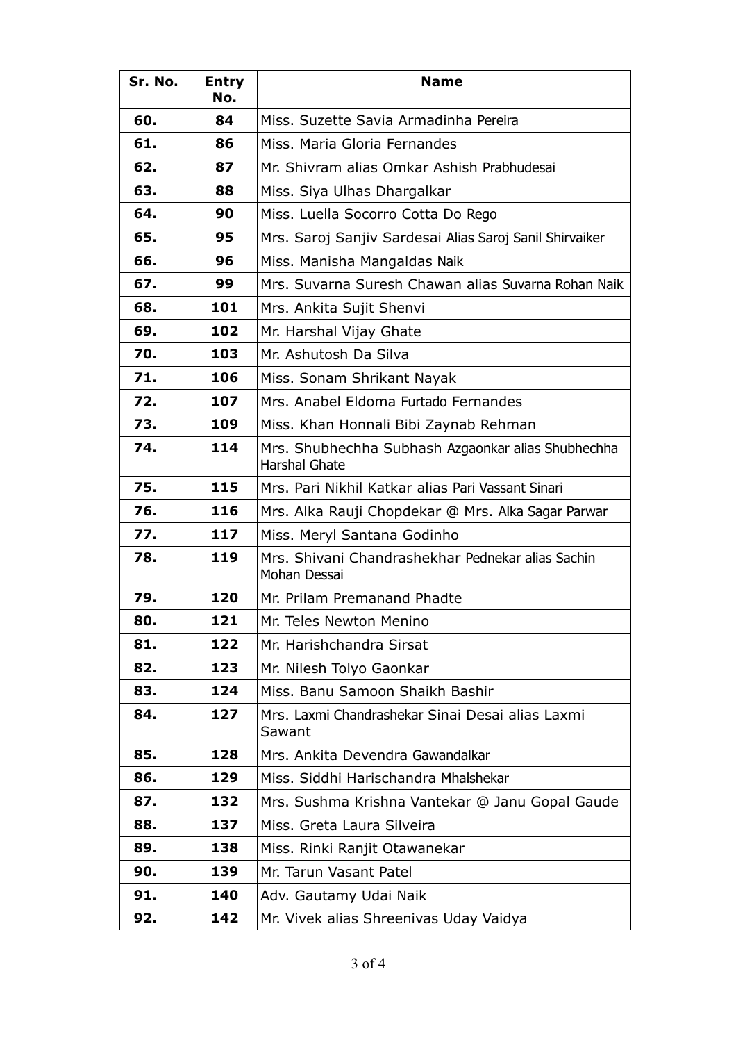| Sr. No. | Entry No. | Name |
|---|---|---|
| 60. | 84 | Miss. Suzette Savia Armadinha Pereira |
| 61. | 86 | Miss. Maria Gloria Fernandes |
| 62. | 87 | Mr. Shivram alias Omkar Ashish Prabhudesai |
| 63. | 88 | Miss. Siya Ulhas Dhargalkar |
| 64. | 90 | Miss. Luella Socorro Cotta Do Rego |
| 65. | 95 | Mrs. Saroj Sanjiv Sardesai Alias Saroj Sanil Shirvaiker |
| 66. | 96 | Miss. Manisha Mangaldas Naik |
| 67. | 99 | Mrs. Suvarna Suresh Chawan alias Suvarna Rohan Naik |
| 68. | 101 | Mrs. Ankita Sujit Shenvi |
| 69. | 102 | Mr. Harshal Vijay Ghate |
| 70. | 103 | Mr. Ashutosh Da Silva |
| 71. | 106 | Miss. Sonam Shrikant Nayak |
| 72. | 107 | Mrs. Anabel Eldoma Furtado Fernandes |
| 73. | 109 | Miss. Khan Honnali Bibi Zaynab Rehman |
| 74. | 114 | Mrs. Shubhechha Subhash Azgaonkar alias Shubhechha Harshal Ghate |
| 75. | 115 | Mrs. Pari Nikhil Katkar alias Pari Vassant Sinari |
| 76. | 116 | Mrs. Alka Rauji Chopdekar @ Mrs. Alka Sagar Parwar |
| 77. | 117 | Miss. Meryl Santana Godinho |
| 78. | 119 | Mrs. Shivani Chandrashekhar Pednekar alias Sachin Mohan Dessai |
| 79. | 120 | Mr. Prilam Premanand Phadte |
| 80. | 121 | Mr. Teles Newton Menino |
| 81. | 122 | Mr. Harishchandra Sirsat |
| 82. | 123 | Mr. Nilesh Tolyo Gaonkar |
| 83. | 124 | Miss. Banu Samoon Shaikh Bashir |
| 84. | 127 | Mrs. Laxmi Chandrashekar Sinai Desai alias Laxmi Sawant |
| 85. | 128 | Mrs. Ankita Devendra Gawandalkar |
| 86. | 129 | Miss. Siddhi Harischandra Mhalshekar |
| 87. | 132 | Mrs. Sushma Krishna Vantekar @ Janu Gopal Gaude |
| 88. | 137 | Miss. Greta Laura Silveira |
| 89. | 138 | Miss. Rinki Ranjit Otawanekar |
| 90. | 139 | Mr. Tarun Vasant Patel |
| 91. | 140 | Adv. Gautamy Udai Naik |
| 92. | 142 | Mr. Vivek alias Shreenivas Uday Vaidya |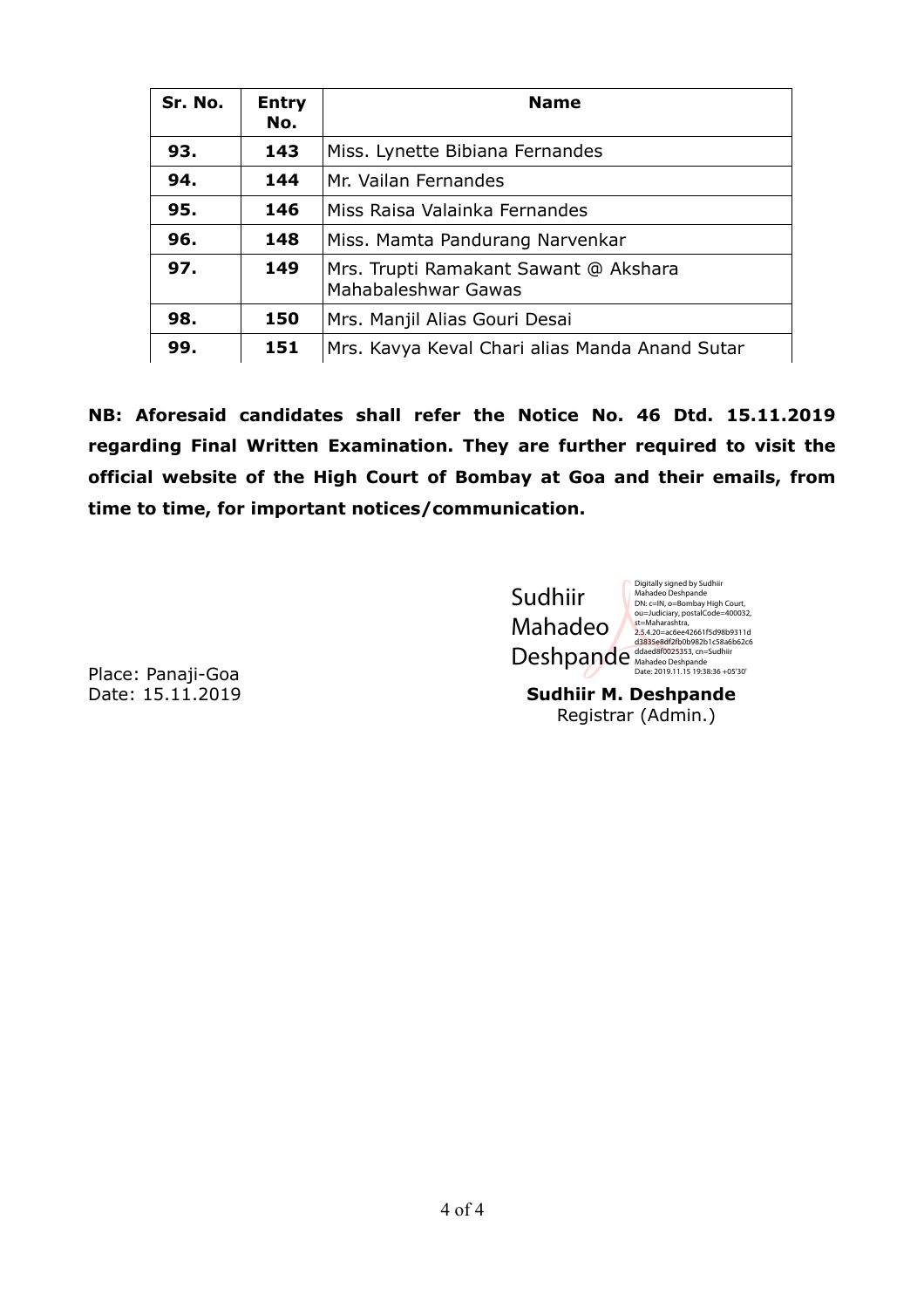| Sr. No. | Entry No. | Name |
|---|---|---|
| **93.** | **143** | Miss. Lynette Bibiana Fernandes |
| **94.** | **144** | Mr. Vailan Fernandes |
| **95.** | **146** | Miss Raisa Valainka Fernandes |
| **96.** | **148** | Miss. Mamta Pandurang Narvenkar |
| **97.** | **149** | Mrs. Trupti Ramakant Sawant @ Akshara Mahabaleshwar Gawas |
| **98.** | **150** | Mrs. Manjil Alias Gouri Desai |
| **99.** | **151** | Mrs. Kavya Keval Chari alias Manda Anand Sutar |

**NB: Aforesaid candidates shall refer the Notice No. 46 Dtd. 15.11.2019 regarding Final Written Examination. They are further required to visit the official website of the High Court of Bombay at Goa and their emails, from time to time, for important notices/communication.**

Sudhiir Mahadeo Deshpande

Digitally signed by Sudhiir Mahadeo Deshpande
DN: c=IN, o=Bombay High Court, ou=Judiciary, postalCode=400032, st=Maharashtra, 2.5.4.20=ac6ee42661f5d98b9311dd3835e8df2fb0b982b1c58a6b62c6ddaed8f0025353, cn=Sudhiir Mahadeo Deshpande
Date: 2019.11.15 19:38:36 +05'30'

Place: Panaji-Goa
Date: 15.11.2019

**Sudhiir M. Deshpande**
Registrar (Admin.)